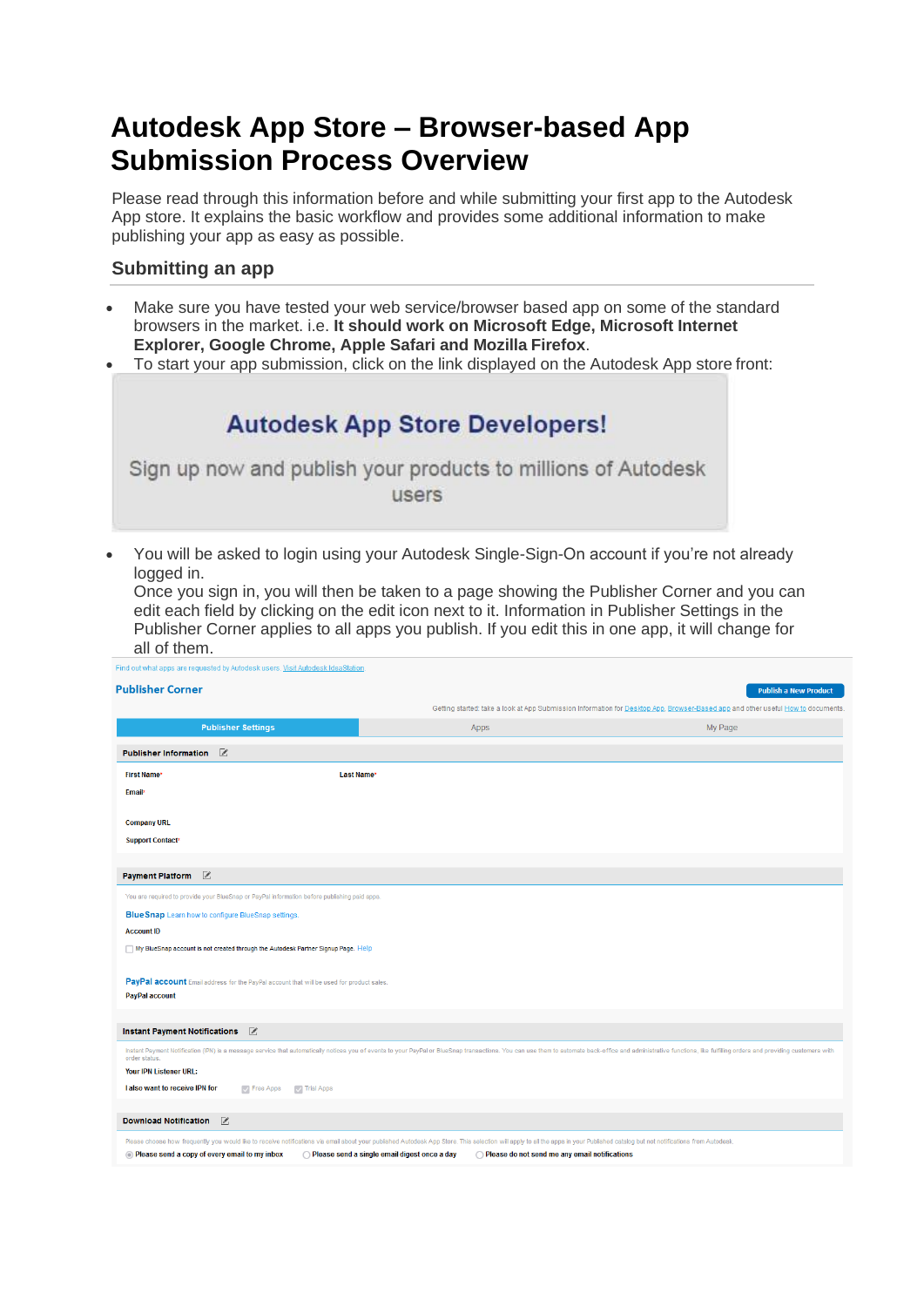# Autodesk App Store – Browser-based App Submission Process Overview

Please read through this information before and while submitting your first app to the Autodesk App store. It explains the basic workflow and provides some additional information to make publishing your app as easy as possible.

## Submitting an app

- Make sure you have tested your web service/browser based app on some of the standard browsers in the market. i.e. **It should work on Microsoft Edge, Microsoft Internet Explorer, Google Chrome, Apple Safari and Mozilla Firefox**.
- To start your app submission, click on the link displayed on the Autodesk App store front:

**Autodesk App Store Developers!**

Sign up now and publish your products to millions of Autodesk users

- You will be asked to login using your Autodesk Single-Sign-On account if you're not already logged in.
  Once you sign in, you will then be taken to a page showing the Publisher Corner and you can edit each field by clicking on the edit icon next to it. Information in Publisher Settings in the Publisher Corner applies to all apps you publish. If you edit this in one app, it will change for all of them.

Find out what apps are requested by Autodesk users. Visit Autodesk IdeaStation

**Publisher Corner**

Publish a New Product

Getting started: take a look at App Submission Information for Desktop App, Browser-Based app and other useful How to documents.

| Publisher Settings | Apps | My Page |
| --- | --- | --- |

**Publisher Information**

First Name* Last Name*
Email*
Company URL
Support Contact*

**Payment Platform**

You are required to provide your BlueSnap or PayPal information before publishing paid apps.

BlueSnap Learn how to configure BlueSnap settings.
Account ID
My BlueSnap account is not created through the Autodesk Partner Signup Page. Help

PayPal account Email address for the PayPal account that will be used for product sales.
PayPal account

**Instant Payment Notifications**

Instant Payment Notification (IPN) is a message service that automatically notifies you of events to your PayPal or BlueSnap transactions. You can use them to automate back-office and administrative functions, like fulfilling orders and providing customers with order status.
Your IPN Listener URL:
I also want to receive IPN for Free Apps Trial Apps

**Download Notification**

Please choose how frequently you would like to receive notifications via email about your published Autodesk App Store. This selection will apply to all the apps in your Published catalog but not notifications from Autodesk.
Please send a copy of every email to my inbox Please send a single email digest once a day Please do not send me any email notifications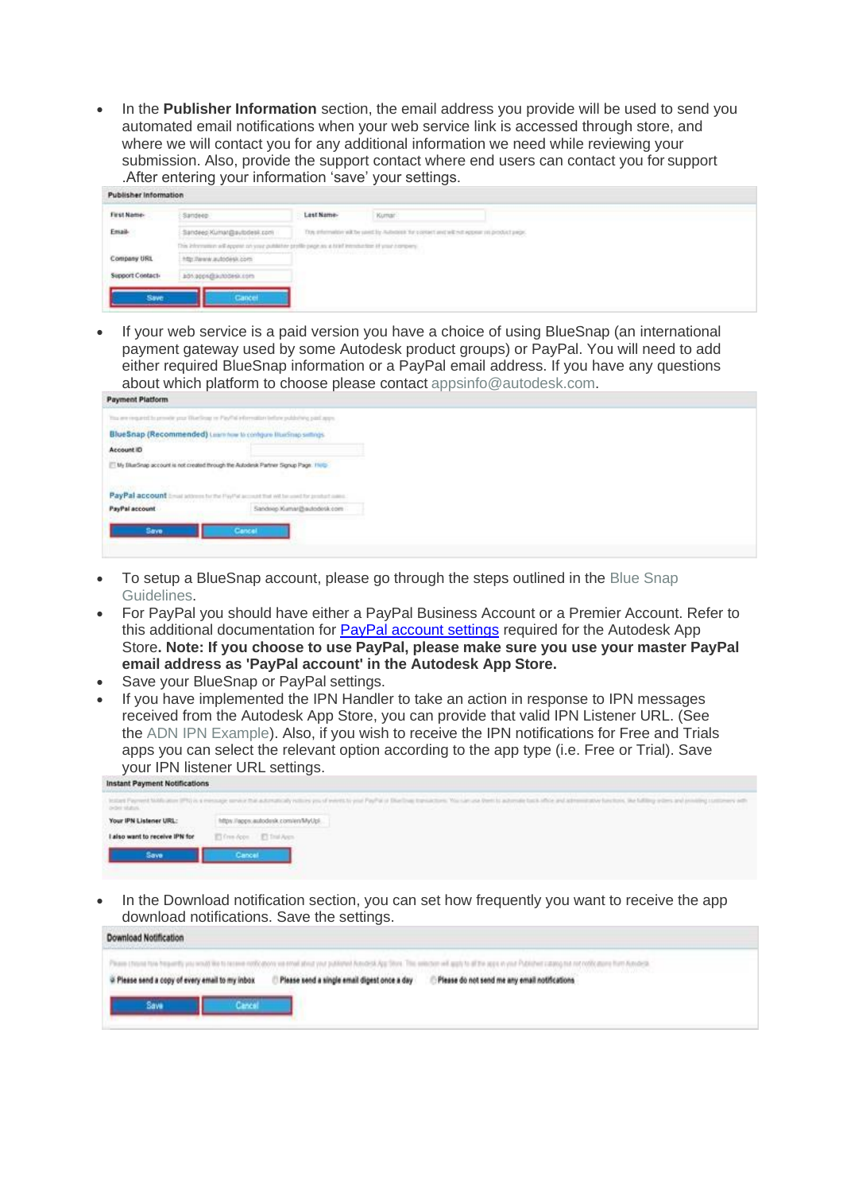- In the **Publisher Information** section, the email address you provide will be used to send you automated email notifications when your web service link is accessed through store, and where we will contact you for any additional information we need while reviewing your submission. Also, provide the support contact where end users can contact you for support .After entering your information 'save' your settings.
- If your web service is a paid version you have a choice of using BlueSnap (an international payment gateway used by some Autodesk product groups) or PayPal. You will need to add either required BlueSnap information or a PayPal email address. If you have any questions about which platform to choose please contact appsinfo@autodesk.com.
- To setup a BlueSnap account, please go through the steps outlined in the Blue Snap Guidelines.
- For PayPal you should have either a PayPal Business Account or a Premier Account. Refer to this additional documentation for [PayPal account settings]() required for the Autodesk App Store**. Note: If you choose to use PayPal, please make sure you use your master PayPal email address as 'PayPal account' in the Autodesk App Store.**
- Save your BlueSnap or PayPal settings.
- If you have implemented the IPN Handler to take an action in response to IPN messages received from the Autodesk App Store, you can provide that valid IPN Listener URL. (See the ADN IPN Example). Also, if you wish to receive the IPN notifications for Free and Trials apps you can select the relevant option according to the app type (i.e. Free or Trial). Save your IPN listener URL settings.
- In the Download notification section, you can set how frequently you want to receive the app download notifications. Save the settings.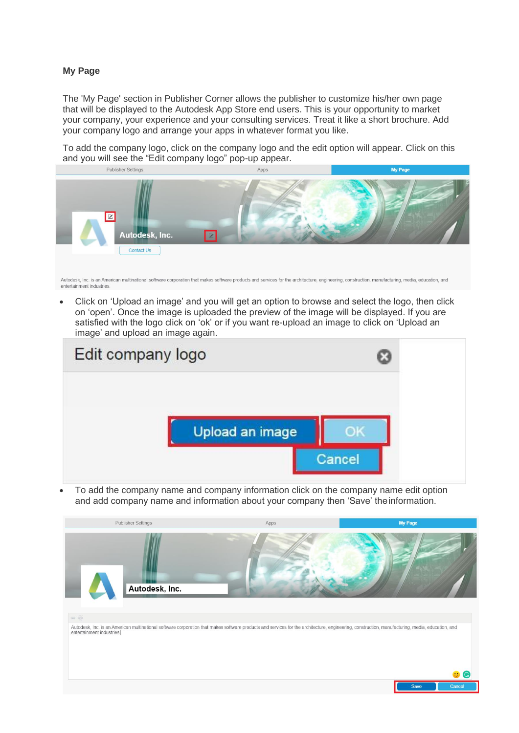**My Page**

The 'My Page' section in Publisher Corner allows the publisher to customize his/her own page that will be displayed to the Autodesk App Store end users. This is your opportunity to market your company, your experience and your consulting services. Treat it like a short brochure. Add your company logo and arrange your apps in whatever format you like.

To add the company logo, click on the company logo and the edit option will appear. Click on this and you will see the "Edit company logo" pop-up appear.

- Click on 'Upload an image' and you will get an option to browse and select the logo, then click on 'open'. Once the image is uploaded the preview of the image will be displayed. If you are satisfied with the logo click on 'ok' or if you want re-upload an image to click on 'Upload an image' and upload an image again.

- To add the company name and company information click on the company name edit option and add company name and information about your company then 'Save' the information.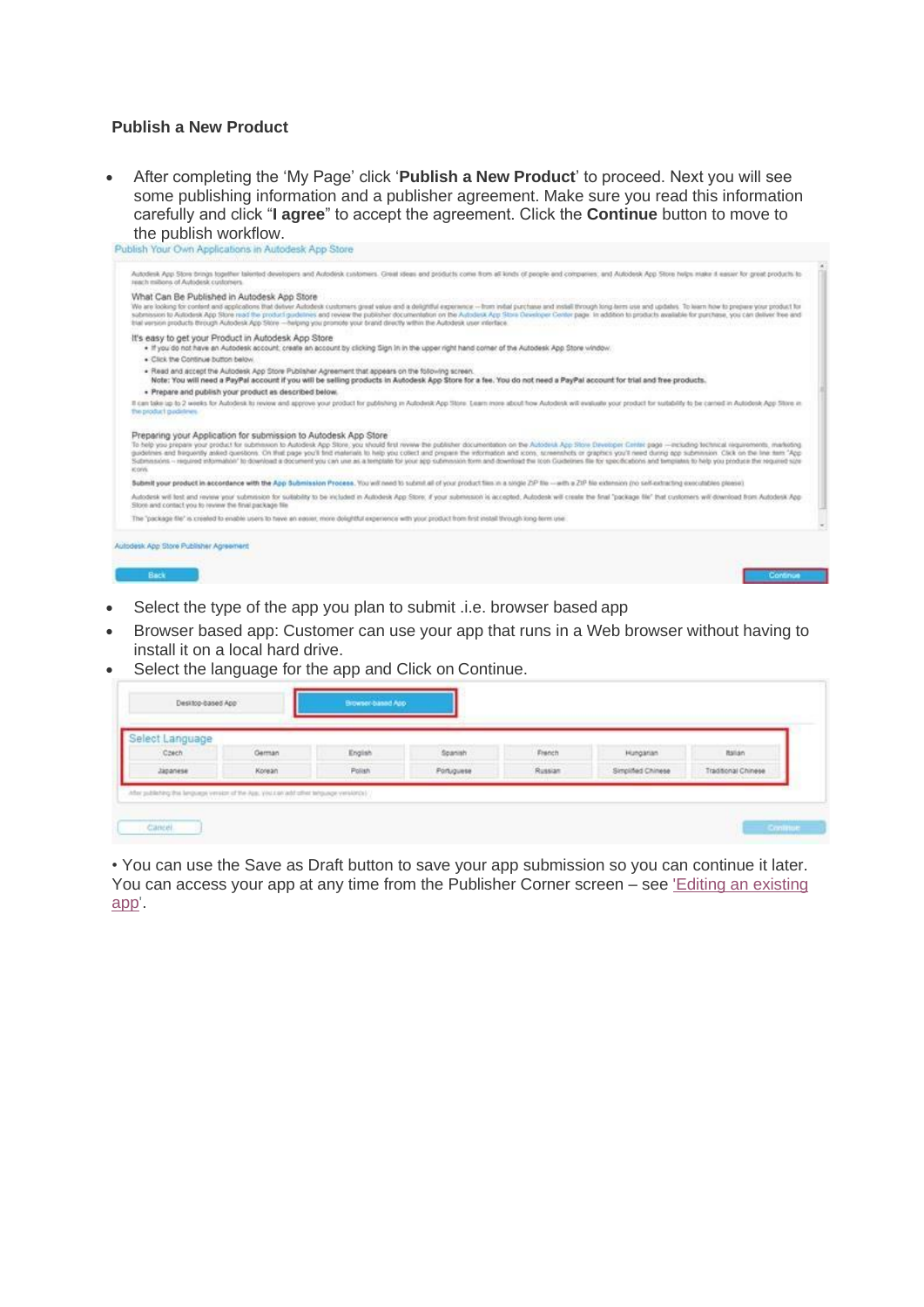**Publish a New Product**

- After completing the 'My Page' click '**Publish a New Product**' to proceed. Next you will see some publishing information and a publisher agreement. Make sure you read this information carefully and click "**I agree**" to accept the agreement. Click the **Continue** button to move to the publish workflow.

- Select the type of the app you plan to submit .i.e. browser based app
- Browser based app: Customer can use your app that runs in a Web browser without having to install it on a local hard drive.
- Select the language for the app and Click on Continue.

• You can use the Save as Draft button to save your app submission so you can continue it later. You can access your app at any time from the Publisher Corner screen – see 'Editing an existing app'.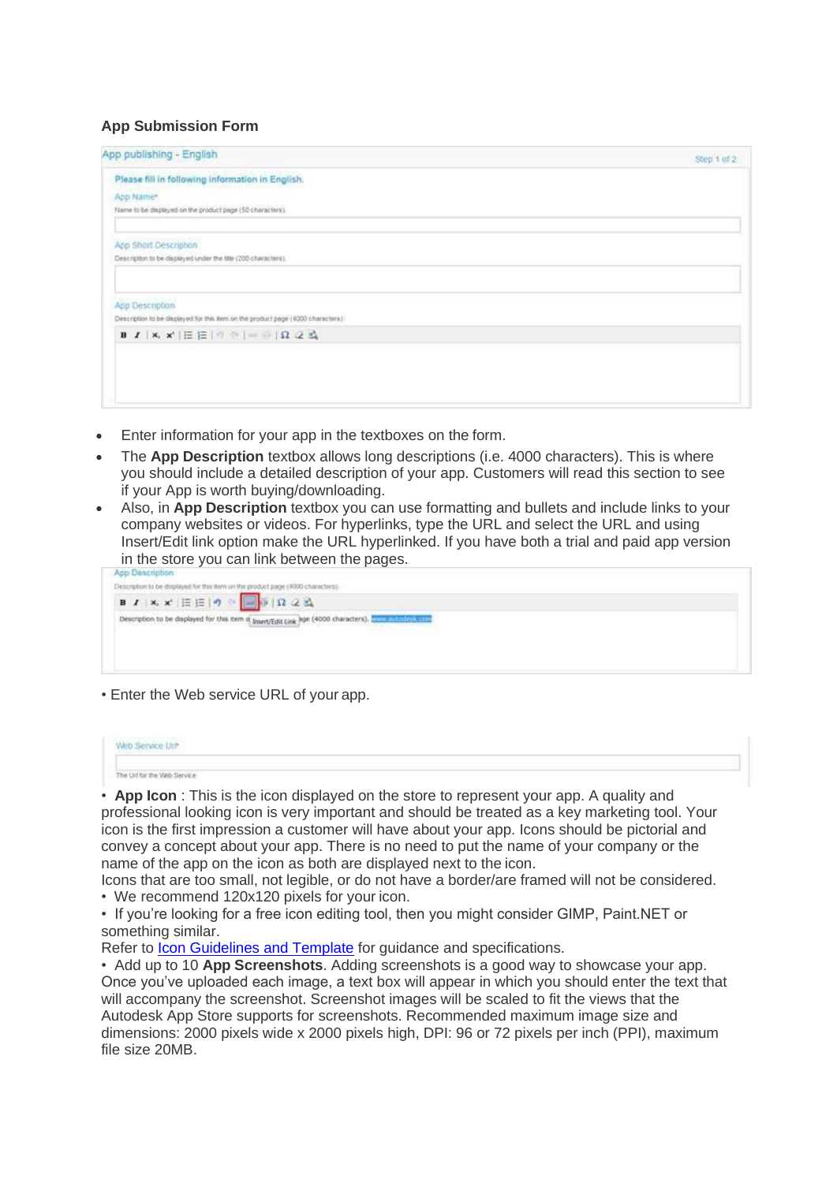**App Submission Form**

App publishing - English

Step 1 of 2

Please fill in following information in English.

App Name*

Name to be displayed on the product page (50 characters)

App Short Description

Description to be displayed under the title (200 characters)

App Description

Description to be displayed for this item on the product page (4000 characters)

- Enter information for your app in the textboxes on the form.
- The **App Description** textbox allows long descriptions (i.e. 4000 characters). This is where you should include a detailed description of your app. Customers will read this section to see if your App is worth buying/downloading.
- Also, in **App Description** textbox you can use formatting and bullets and include links to your company websites or videos. For hyperlinks, type the URL and select the URL and using Insert/Edit link option make the URL hyperlinked. If you have both a trial and paid app version in the store you can link between the pages.

App Description

Description to be displayed for this item on the product page (4000 characters)

Description to be displayed for this item o Insert/Edit Link age (4000 characters). www.autodesk.com

• Enter the Web service URL of your app.

Web Service Url*

The Url for the Web Service

• **App Icon** : This is the icon displayed on the store to represent your app. A quality and professional looking icon is very important and should be treated as a key marketing tool. Your icon is the first impression a customer will have about your app. Icons should be pictorial and convey a concept about your app. There is no need to put the name of your company or the name of the app on the icon as both are displayed next to the icon.
Icons that are too small, not legible, or do not have a border/are framed will not be considered.
• We recommend 120x120 pixels for your icon.
• If you're looking for a free icon editing tool, then you might consider GIMP, Paint.NET or something similar.
Refer to Icon Guidelines and Template for guidance and specifications.
• Add up to 10 **App Screenshots**. Adding screenshots is a good way to showcase your app. Once you've uploaded each image, a text box will appear in which you should enter the text that will accompany the screenshot. Screenshot images will be scaled to fit the views that the Autodesk App Store supports for screenshots. Recommended maximum image size and dimensions: 2000 pixels wide x 2000 pixels high, DPI: 96 or 72 pixels per inch (PPI), maximum file size 20MB.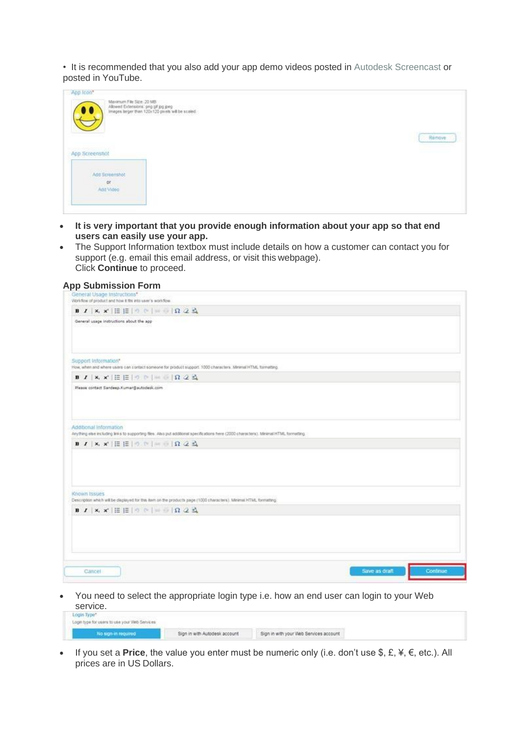• It is recommended that you also add your app demo videos posted in Autodesk Screencast or posted in YouTube.

- **It is very important that you provide enough information about your app so that end users can easily use your app.**
- The Support Information textbox must include details on how a customer can contact you for support (e.g. email this email address, or visit this webpage).
  Click **Continue** to proceed.

**App Submission Form**

- You need to select the appropriate login type i.e. how an end user can login to your Web service.

- If you set a **Price**, the value you enter must be numeric only (i.e. don't use $, £, ¥, €, etc.). All prices are in US Dollars.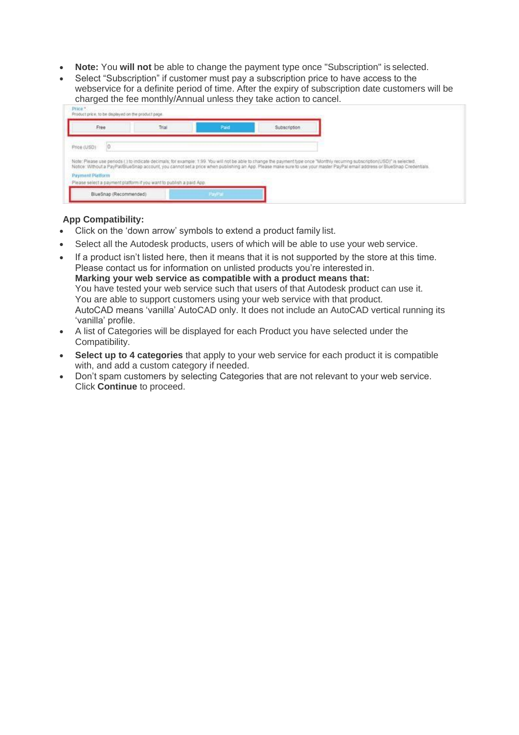- **Note:** You **will not** be able to change the payment type once "Subscription" is selected.
- Select “Subscription” if customer must pay a subscription price to have access to the webservice for a definite period of time. After the expiry of subscription date customers will be charged the fee monthly/Annual unless they take action to cancel.

**App Compatibility:**

- Click on the ‘down arrow’ symbols to extend a product family list.
- Select all the Autodesk products, users of which will be able to use your web service.
- If a product isn’t listed here, then it means that it is not supported by the store at this time. Please contact us for information on unlisted products you’re interested in.
  **Marking your web service as compatible with a product means that:**
  You have tested your web service such that users of that Autodesk product can use it.
  You are able to support customers using your web service with that product.
  AutoCAD means ‘vanilla’ AutoCAD only. It does not include an AutoCAD vertical running its ‘vanilla’ profile.
- A list of Categories will be displayed for each Product you have selected under the Compatibility.
- **Select up to 4 categories** that apply to your web service for each product it is compatible with, and add a custom category if needed.
- Don’t spam customers by selecting Categories that are not relevant to your web service. Click **Continue** to proceed.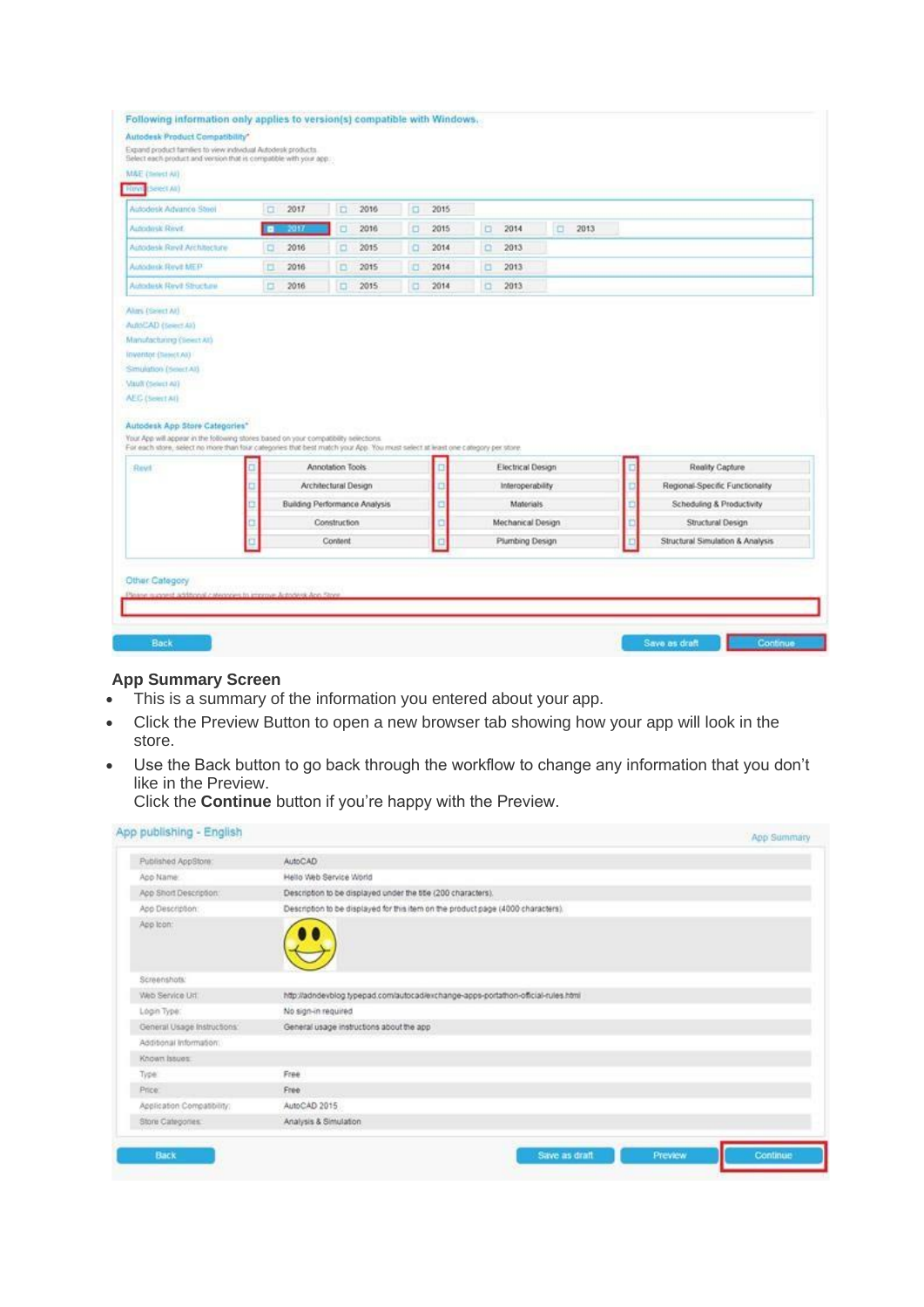Following information only applies to version(s) compatible with Windows.

Autodesk Product Compatibility*

Expand product families to view individual Autodesk products.
Select each product and version that is compatible with your app.

M&E (Select All)

Revit (Select All)

| | | | | | |
|---|---|---|---|---|---|
| Autodesk Advance Steel | 2017 | 2016 | 2015 | | |
| Autodesk Revit | 2017 | 2016 | 2015 | 2014 | 2013 |
| Autodesk Revit Architecture | 2016 | 2015 | 2014 | 2013 | |
| Autodesk Revit MEP | 2016 | 2015 | 2014 | 2013 | |
| Autodesk Revit Structure | 2016 | 2015 | 2014 | 2013 | |

Alias (Select All)
AutoCAD (Select All)
Manufacturing (Select All)
Inventor (Select All)
Simulation (Select All)
Vault (Select All)
AEC (Select All)

Autodesk App Store Categories*

Your App will appear in the following stores based on your compatibility selections.
For each store, select no more than four categories that best match your App. You must select at least one category per store.

| | | | |
|---|---|---|---|
| Revit | Annotation Tools | Electrical Design | Reality Capture |
| | Architectural Design | Interoperability | Regional-Specific Functionality |
| | Building Performance Analysis | Materials | Scheduling & Productivity |
| | Construction | Mechanical Design | Structural Design |
| | Content | Plumbing Design | Structural Simulation & Analysis |

Other Category

Please suggest additional categories to improve Autodesk App Store

Back | Save as draft | Continue

### App Summary Screen

- This is a summary of the information you entered about your app.
- Click the Preview Button to open a new browser tab showing how your app will look in the store.
- Use the Back button to go back through the workflow to change any information that you don't like in the Preview.
  Click the **Continue** button if you're happy with the Preview.

App publishing - English

App Summary

| | |
|---|---|
| Published AppStore: | AutoCAD |
| App Name: | Hello Web Service World |
| App Short Description: | Description to be displayed under the title (200 characters). |
| App Description: | Description to be displayed for this item on the product page (4000 characters). |
| App Icon: | |
| Screenshots: | |
| Web Service Url: | http://adndevblog.typepad.com/autocad/exchange-apps-portathon-official-rules.html |
| Login Type: | No sign-in required |
| General Usage Instructions: | General usage instructions about the app |
| Additional Information: | |
| Known Issues: | |
| Type: | Free |
| Price: | Free |
| Application Compatibility: | AutoCAD 2015 |
| Store Categories: | Analysis & Simulation |

Back | Save as draft | Preview | Continue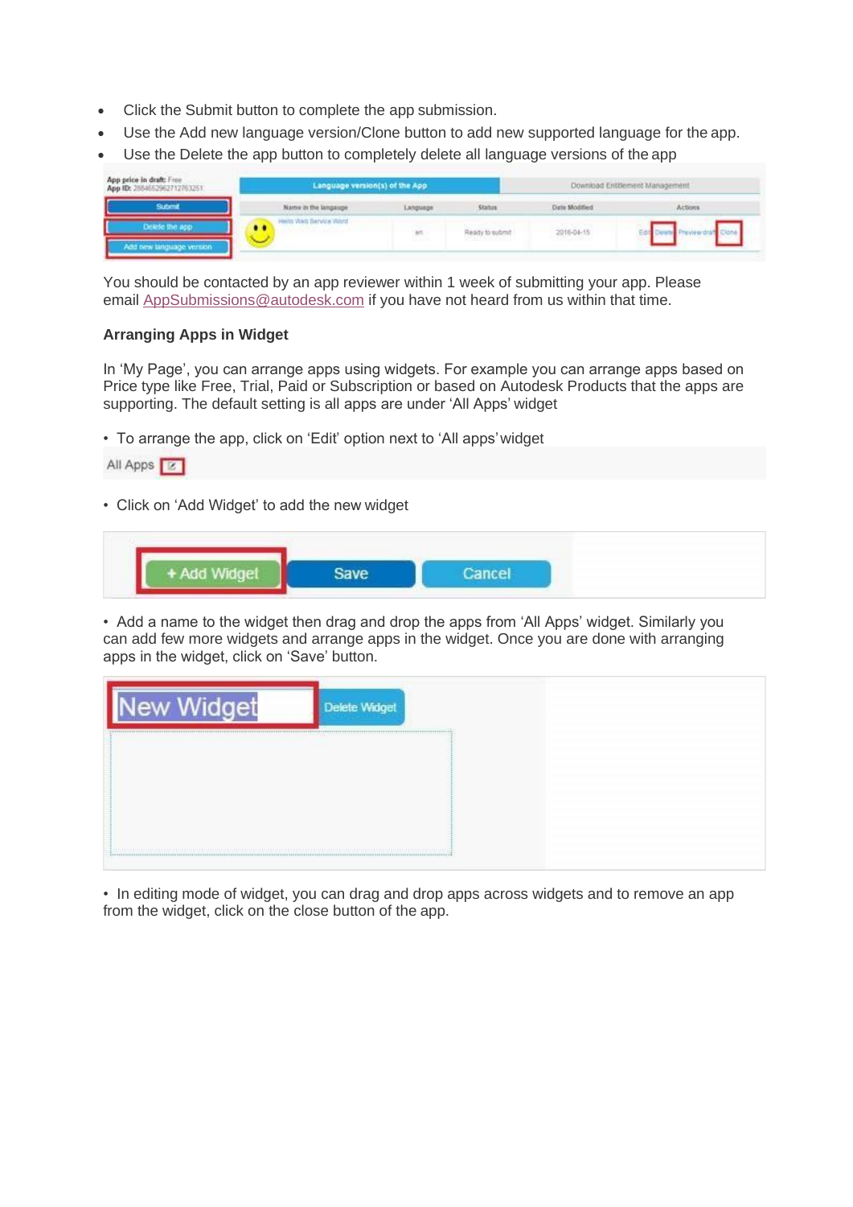- Click the Submit button to complete the app submission.
- Use the Add new language version/Clone button to add new supported language for the app.
- Use the Delete the app button to completely delete all language versions of the app

You should be contacted by an app reviewer within 1 week of submitting your app. Please email AppSubmissions@autodesk.com if you have not heard from us within that time.

**Arranging Apps in Widget**

In 'My Page', you can arrange apps using widgets. For example you can arrange apps based on Price type like Free, Trial, Paid or Subscription or based on Autodesk Products that the apps are supporting. The default setting is all apps are under 'All Apps' widget

- To arrange the app, click on 'Edit' option next to 'All apps' widget

- Click on 'Add Widget' to add the new widget

- Add a name to the widget then drag and drop the apps from 'All Apps' widget. Similarly you can add few more widgets and arrange apps in the widget. Once you are done with arranging apps in the widget, click on 'Save' button.

- In editing mode of widget, you can drag and drop apps across widgets and to remove an app from the widget, click on the close button of the app.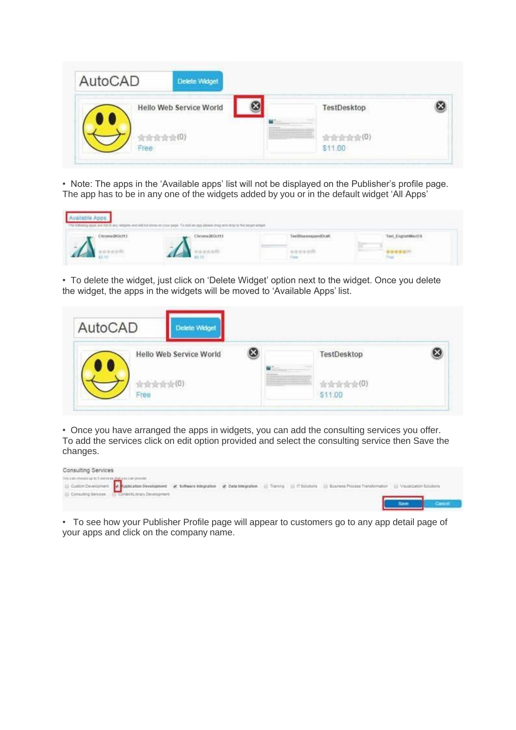- Note: The apps in the ‘Available apps’ list will not be displayed on the Publisher’s profile page. The app has to be in any one of the widgets added by you or in the default widget ‘All Apps’

- To delete the widget, just click on ‘Delete Widget’ option next to the widget. Once you delete the widget, the apps in the widgets will be moved to ‘Available Apps’ list.

- Once you have arranged the apps in widgets, you can add the consulting services you offer. To add the services click on edit option provided and select the consulting service then Save the changes.

- To see how your Publisher Profile page will appear to customers go to any app detail page of your apps and click on the company name.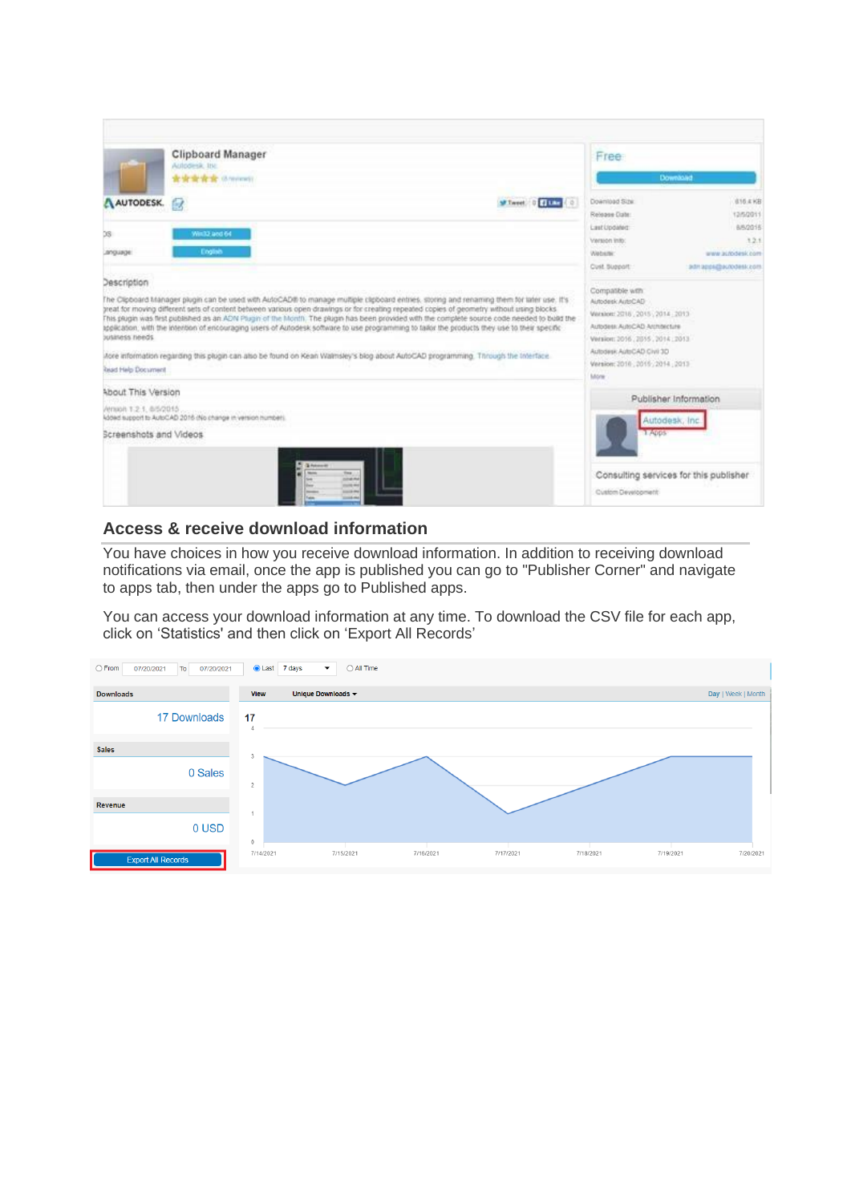## Access & receive download information

You have choices in how you receive download information. In addition to receiving download notifications via email, once the app is published you can go to "Publisher Corner" and navigate to apps tab, then under the apps go to Published apps.

You can access your download information at any time. To download the CSV file for each app, click on 'Statistics' and then click on 'Export All Records'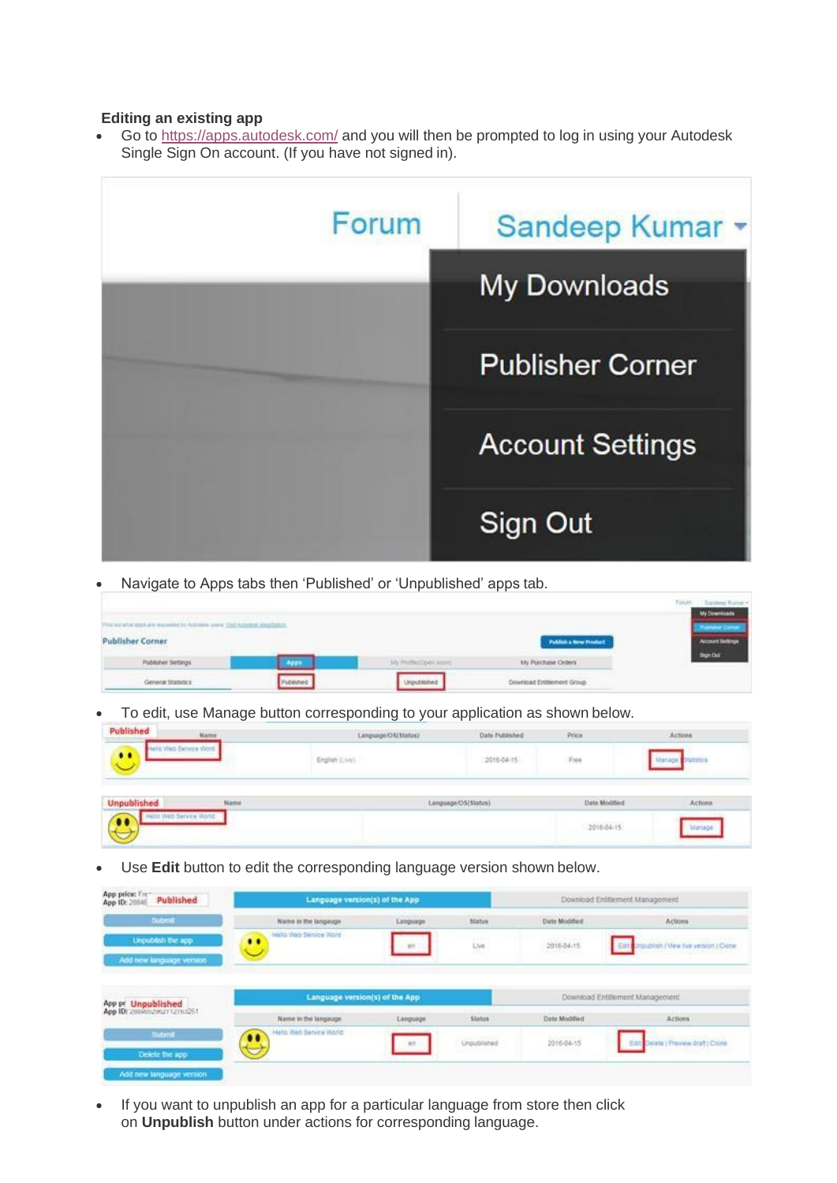**Editing an existing app**

- Go to https://apps.autodesk.com/ and you will then be prompted to log in using your Autodesk Single Sign On account. (If you have not signed in).

- Navigate to Apps tabs then 'Published' or 'Unpublished' apps tab.

- To edit, use Manage button corresponding to your application as shown below.

- Use **Edit** button to edit the corresponding language version shown below.

- If you want to unpublish an app for a particular language from store then click on **Unpublish** button under actions for corresponding language.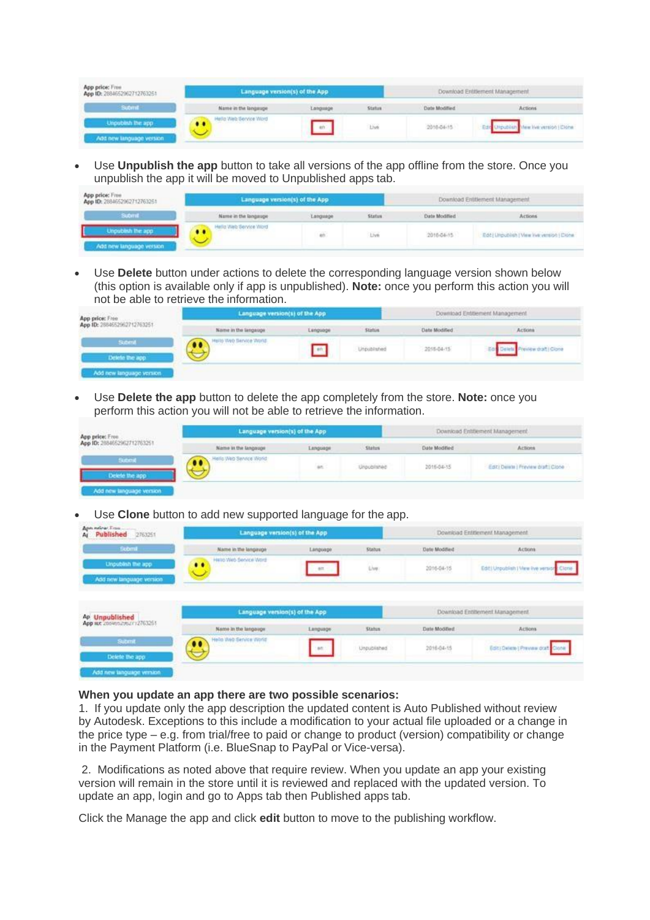- Use **Unpublish the app** button to take all versions of the app offline from the store. Once you unpublish the app it will be moved to Unpublished apps tab.

- Use **Delete** button under actions to delete the corresponding language version shown below (this option is available only if app is unpublished). **Note:** once you perform this action you will not be able to retrieve the information.

- Use **Delete the app** button to delete the app completely from the store. **Note:** once you perform this action you will not be able to retrieve the information.

- Use **Clone** button to add new supported language for the app.

**When you update an app there are two possible scenarios:**

1. If you update only the app description the updated content is Auto Published without review by Autodesk. Exceptions to this include a modification to your actual file uploaded or a change in the price type – e.g. from trial/free to paid or change to product (version) compatibility or change in the Payment Platform (i.e. BlueSnap to PayPal or Vice-versa).

2. Modifications as noted above that require review. When you update an app your existing version will remain in the store until it is reviewed and replaced with the updated version. To update an app, login and go to Apps tab then Published apps tab.

Click the Manage the app and click **edit** button to move to the publishing workflow.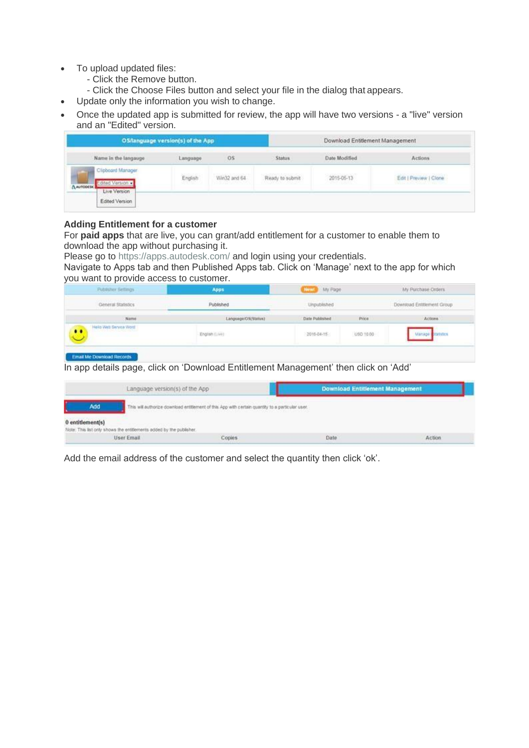- To upload updated files:
  - Click the Remove button.
  - Click the Choose Files button and select your file in the dialog that appears.
- Update only the information you wish to change.
- Once the updated app is submitted for review, the app will have two versions - a "live" version and an "Edited" version.

**Adding Entitlement for a customer**

For **paid apps** that are live, you can grant/add entitlement for a customer to enable them to download the app without purchasing it.

Please go to https://apps.autodesk.com/ and login using your credentials.

Navigate to Apps tab and then Published Apps tab. Click on 'Manage' next to the app for which you want to provide access to customer.

In app details page, click on 'Download Entitlement Management' then click on 'Add'

Add the email address of the customer and select the quantity then click 'ok'.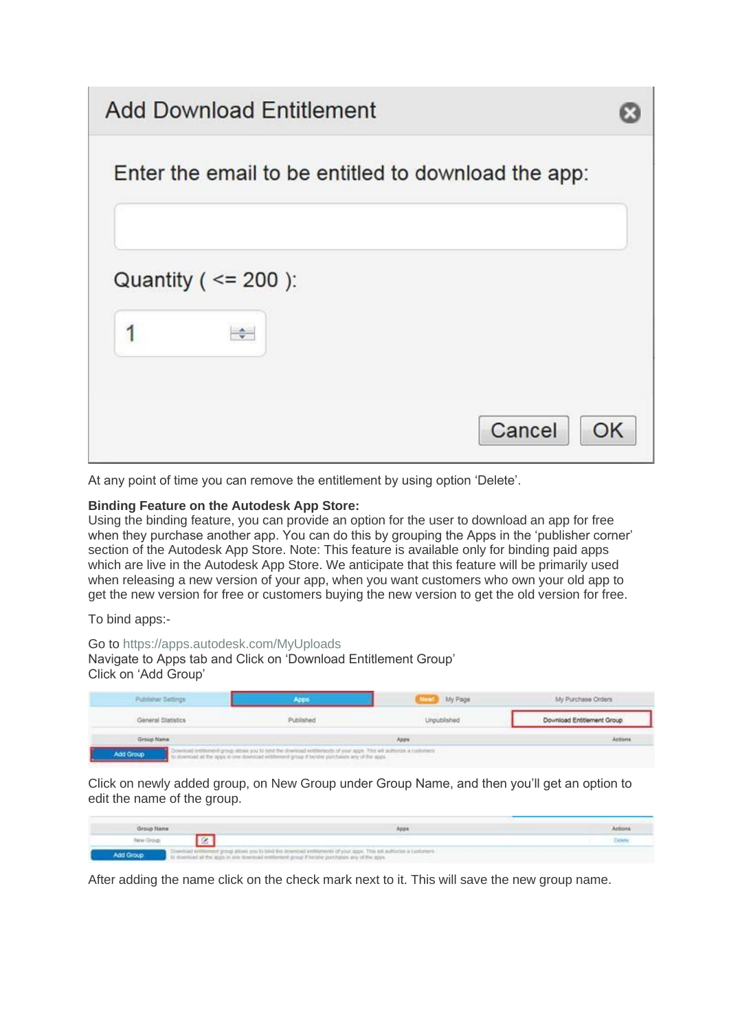Add Download Entitlement

Enter the email to be entitled to download the app:

Quantity ( <= 200 ):

1

Cancel OK

At any point of time you can remove the entitlement by using option 'Delete'.

**Binding Feature on the Autodesk App Store:**
Using the binding feature, you can provide an option for the user to download an app for free when they purchase another app. You can do this by grouping the Apps in the 'publisher corner' section of the Autodesk App Store. Note: This feature is available only for binding paid apps which are live in the Autodesk App Store. We anticipate that this feature will be primarily used when releasing a new version of your app, when you want customers who own your old app to get the new version for free or customers buying the new version to get the old version for free.

To bind apps:-

Go to https://apps.autodesk.com/MyUploads
Navigate to Apps tab and Click on 'Download Entitlement Group'
Click on 'Add Group'

| Publisher Settings | Apps | New! My Page | My Purchase Orders |
|---|---|---|---|
| General Statistics | Published | Unpublished | Download Entitlement Group |
| Group Name | Apps | | Actions |
| Add Group | Download entitlement group allows you to bind the download entitlements of your apps. This will authorize a customers to download all the apps in one download entitlement group if he/she purchases any of the apps. | | |

Click on newly added group, on New Group under Group Name, and then you'll get an option to edit the name of the group.

| Group Name | Apps | Actions |
|---|---|---|
| New Group | | Delete |
| Add Group | Download entitlement group allows you to bind the download entitlements of your apps. This will authorize a customers to download all the apps in one download entitlement group if he/she purchases any of the apps. | |

After adding the name click on the check mark next to it. This will save the new group name.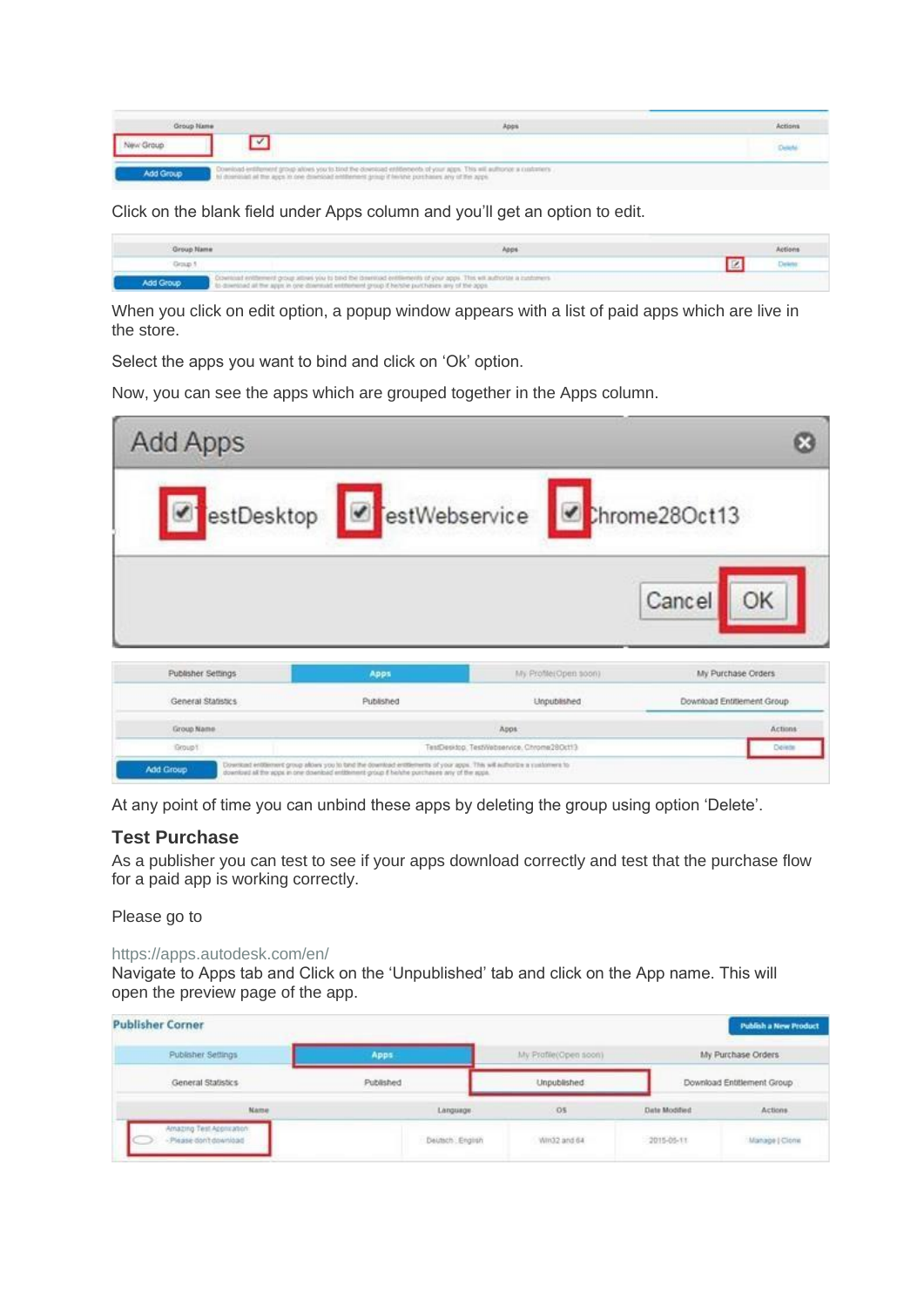Click on the blank field under Apps column and you'll get an option to edit.

When you click on edit option, a popup window appears with a list of paid apps which are live in the store.

Select the apps you want to bind and click on 'Ok' option.

Now, you can see the apps which are grouped together in the Apps column.

At any point of time you can unbind these apps by deleting the group using option 'Delete'.

### Test Purchase

As a publisher you can test to see if your apps download correctly and test that the purchase flow for a paid app is working correctly.

Please go to

https://apps.autodesk.com/en/

Navigate to Apps tab and Click on the 'Unpublished' tab and click on the App name. This will open the preview page of the app.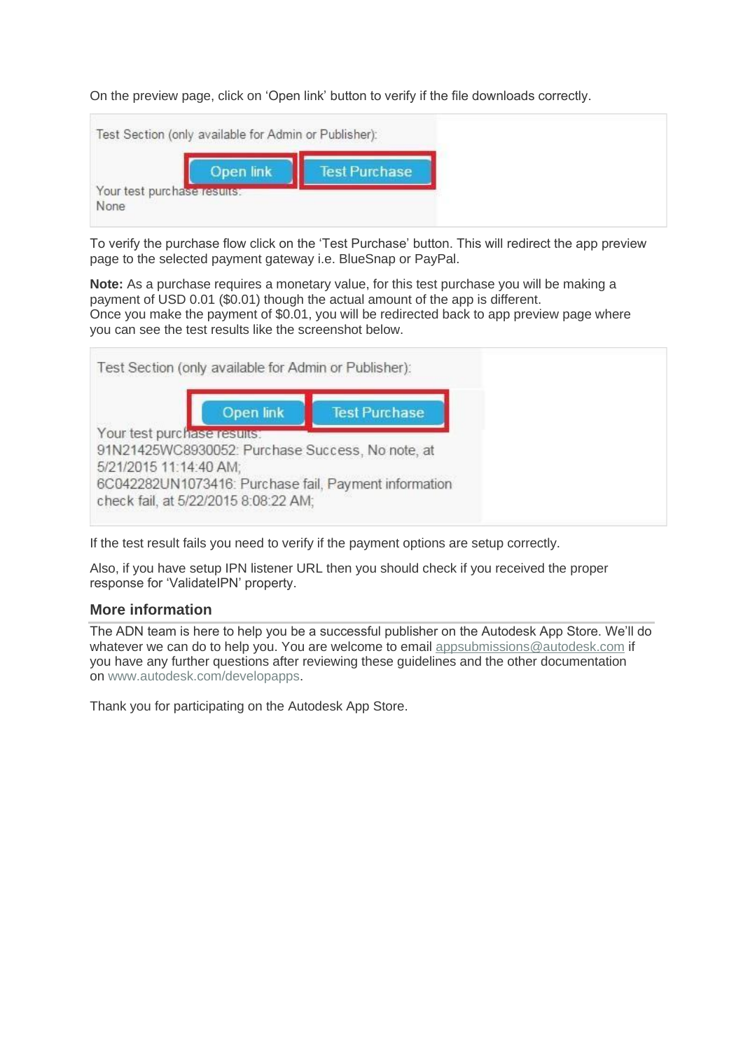On the preview page, click on 'Open link' button to verify if the file downloads correctly.

Test Section (only available for Admin or Publisher):

Open link Test Purchase

Your test purchase results:
None

To verify the purchase flow click on the 'Test Purchase' button. This will redirect the app preview page to the selected payment gateway i.e. BlueSnap or PayPal.

**Note:** As a purchase requires a monetary value, for this test purchase you will be making a payment of USD 0.01 ($0.01) though the actual amount of the app is different.
Once you make the payment of $0.01, you will be redirected back to app preview page where you can see the test results like the screenshot below.

Test Section (only available for Admin or Publisher):

Open link Test Purchase

Your test purchase results:
91N21425WC8930052: Purchase Success, No note, at 5/21/2015 11:14:40 AM;
6C042282UN1073416: Purchase fail, Payment information check fail, at 5/22/2015 8:08:22 AM;

If the test result fails you need to verify if the payment options are setup correctly.

Also, if you have setup IPN listener URL then you should check if you received the proper response for 'ValidateIPN' property.

## More information

The ADN team is here to help you be a successful publisher on the Autodesk App Store. We'll do whatever we can do to help you. You are welcome to email appsubmissions@autodesk.com if you have any further questions after reviewing these guidelines and the other documentation on www.autodesk.com/developapps.

Thank you for participating on the Autodesk App Store.